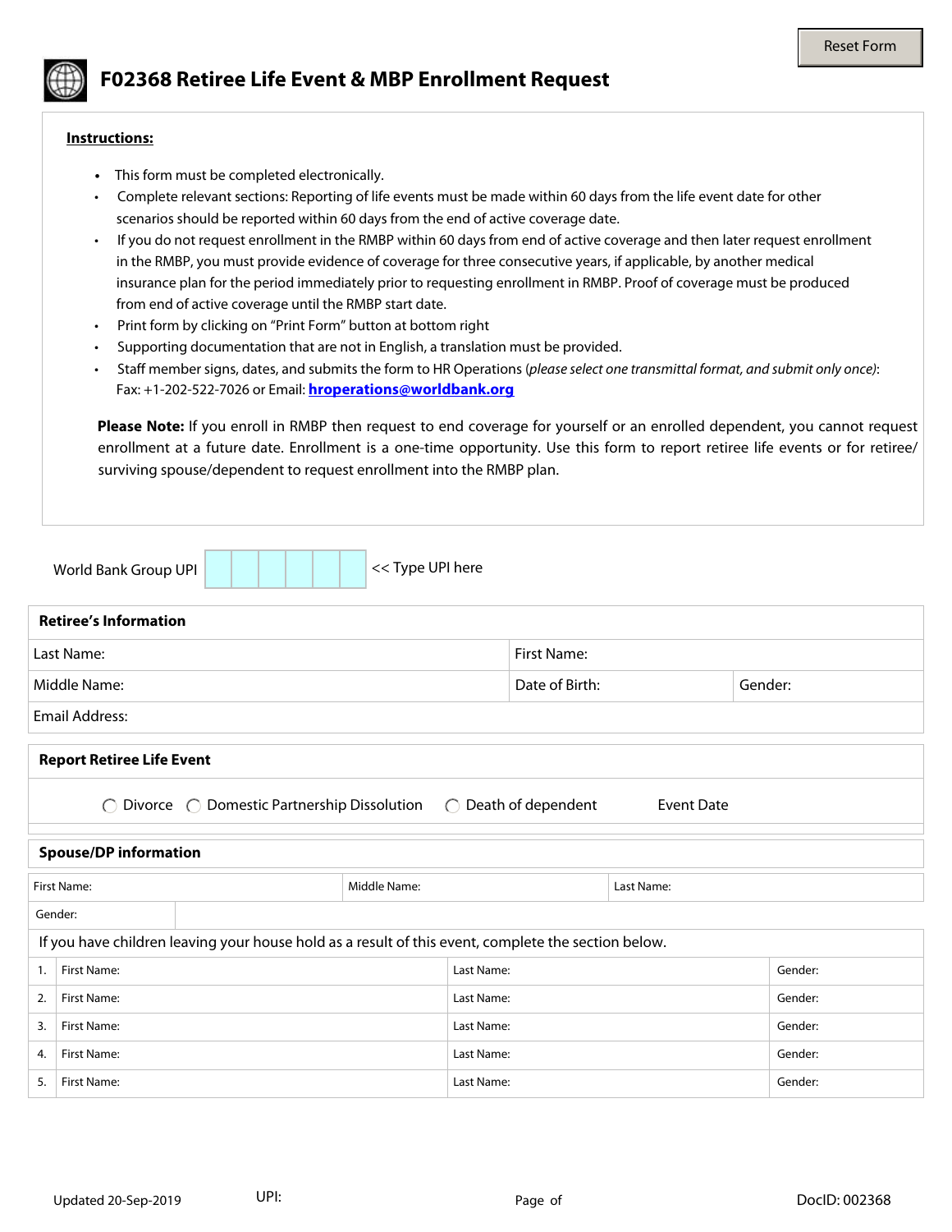Reset Form

# F02368 Retiree Life Event & MBP Enrollment Request

**Instructions:**

- This form must be completed electronically.
- Complete relevant sections: Reporting of life events must be made within 60 days from the life event date for other scenarios should be reported within 60 days from the end of active coverage date.
- If you do not request enrollment in the RMBP within 60 days from end of active coverage and then later request enrollment in the RMBP, you must provide evidence of coverage for three consecutive years, if applicable, by another medical insurance plan for the period immediately prior to requesting enrollment in RMBP. Proof of coverage must be produced from end of active coverage until the RMBP start date.
- Print form by clicking on "Print Form" button at bottom right
- Supporting documentation that are not in English, a translation must be provided.
- Staff member signs, dates, and submits the form to HR Operations (*please select one transmittal format, and submit only once)*: Fax: +1-202-522-7026 or Email: **hroperations@worldbank.org**

**Please Note:** If you enroll in RMBP then request to end coverage for yourself or an enrolled dependent, you cannot request enrollment at a future date. Enrollment is a one-time opportunity. Use this form to report retiree life events or for retiree/ surviving spouse/dependent to request enrollment into the RMBP plan.

World Bank Group UPI | | | | | | | << Type UPI here

## Retiree's Information

| Last Name: | First Name: | |
|---|---|---|
| Middle Name: | Date of Birth: | Gender: |
| Email Address: | | |

## Report Retiree Life Event

◯ Divorce ◯ Domestic Partnership Dissolution ◯ Death of dependent Event Date

## Spouse/DP information

| First Name: | Middle Name: | Last Name: |
|---|---|---|
| Gender: | | |

If you have children leaving your house hold as a result of this event, complete the section below.

| | First Name: | Last Name: | Gender: |
|---|---|---|---|
| 1. | First Name: | Last Name: | Gender: |
| 2. | First Name: | Last Name: | Gender: |
| 3. | First Name: | Last Name: | Gender: |
| 4. | First Name: | Last Name: | Gender: |
| 5. | First Name: | Last Name: | Gender: |

Updated 20-Sep-2019 UPI: DocID: 002368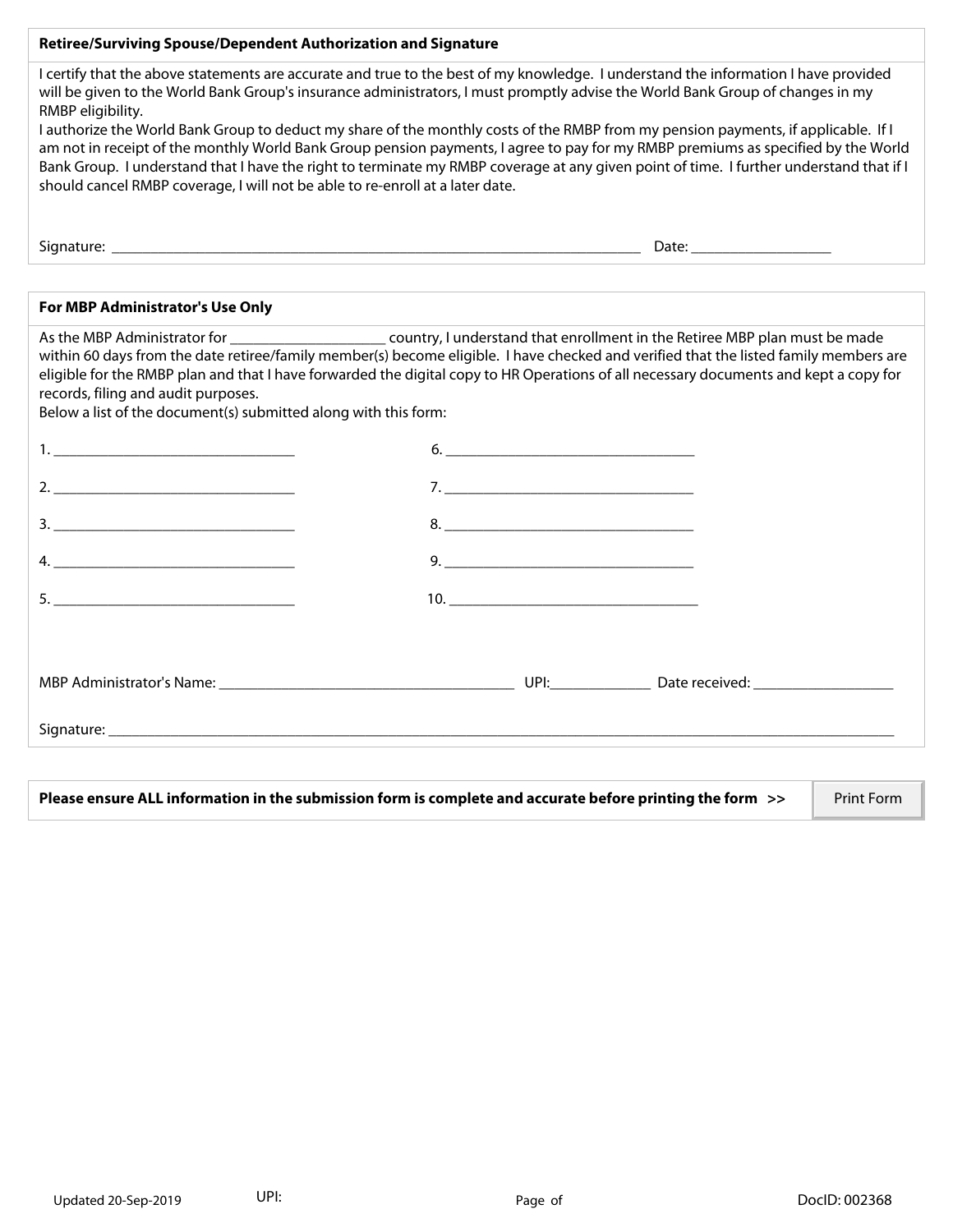**Retiree/Surviving Spouse/Dependent Authorization and Signature**

I certify that the above statements are accurate and true to the best of my knowledge. I understand the information I have provided will be given to the World Bank Group's insurance administrators, I must promptly advise the World Bank Group of changes in my RMBP eligibility.

I authorize the World Bank Group to deduct my share of the monthly costs of the RMBP from my pension payments, if applicable. If I am not in receipt of the monthly World Bank Group pension payments, I agree to pay for my RMBP premiums as specified by the World Bank Group. I understand that I have the right to terminate my RMBP coverage at any given point of time. I further understand that if I should cancel RMBP coverage, I will not be able to re-enroll at a later date.

Signature: ______________________________ Date: ______________

**For MBP Administrator's Use Only**

As the MBP Administrator for ________________ country, I understand that enrollment in the Retiree MBP plan must be made within 60 days from the date retiree/family member(s) become eligible. I have checked and verified that the listed family members are eligible for the RMBP plan and that I have forwarded the digital copy to HR Operations of all necessary documents and kept a copy for records, filing and audit purposes.

Below a list of the document(s) submitted along with this form:

1. ______________________________
2. ______________________________
3. ______________________________
4. ______________________________
5. ______________________________
6. ______________________________
7. ______________________________
8. ______________________________
9. ______________________________
10. ______________________________

MBP Administrator's Name: ______________________________ UPI: __________ Date received: ______________

Signature: ______________________________

**Please ensure ALL information in the submission form is complete and accurate before printing the form >>** Print Form

Updated 20-Sep-2019 UPI: DocID: 002368